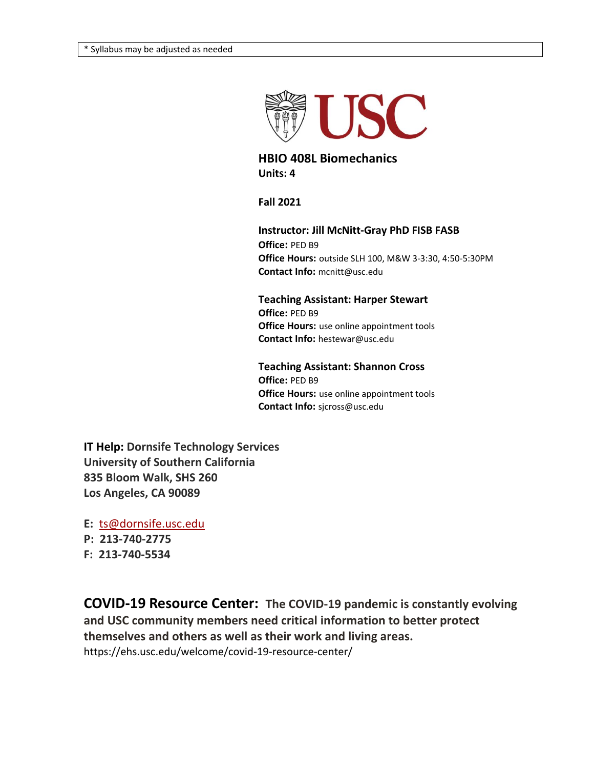* Syllabus may be adjusted as needed

# HBIO 408L Biomechanics

**Units: 4**

**Fall 2021**

**Instructor: Jill McNitt-Gray PhD FISB FASB**
**Office:** PED B9
**Office Hours:** outside SLH 100, M&W 3-3:30, 4:50-5:30PM
**Contact Info:** mcnitt@usc.edu

**Teaching Assistant: Harper Stewart**
**Office:** PED B9
**Office Hours:** use online appointment tools
**Contact Info:** hestewar@usc.edu

**Teaching Assistant: Shannon Cross**
**Office:** PED B9
**Office Hours:** use online appointment tools
**Contact Info:** sjcross@usc.edu

**IT Help: Dornsife Technology Services**
**University of Southern California**
**835 Bloom Walk, SHS 260**
**Los Angeles, CA 90089**

**E:** ts@dornsife.usc.edu
**P: 213-740-2775**
**F: 213-740-5534**

**COVID-19 Resource Center: The COVID-19 pandemic is constantly evolving and USC community members need critical information to better protect themselves and others as well as their work and living areas.**
https://ehs.usc.edu/welcome/covid-19-resource-center/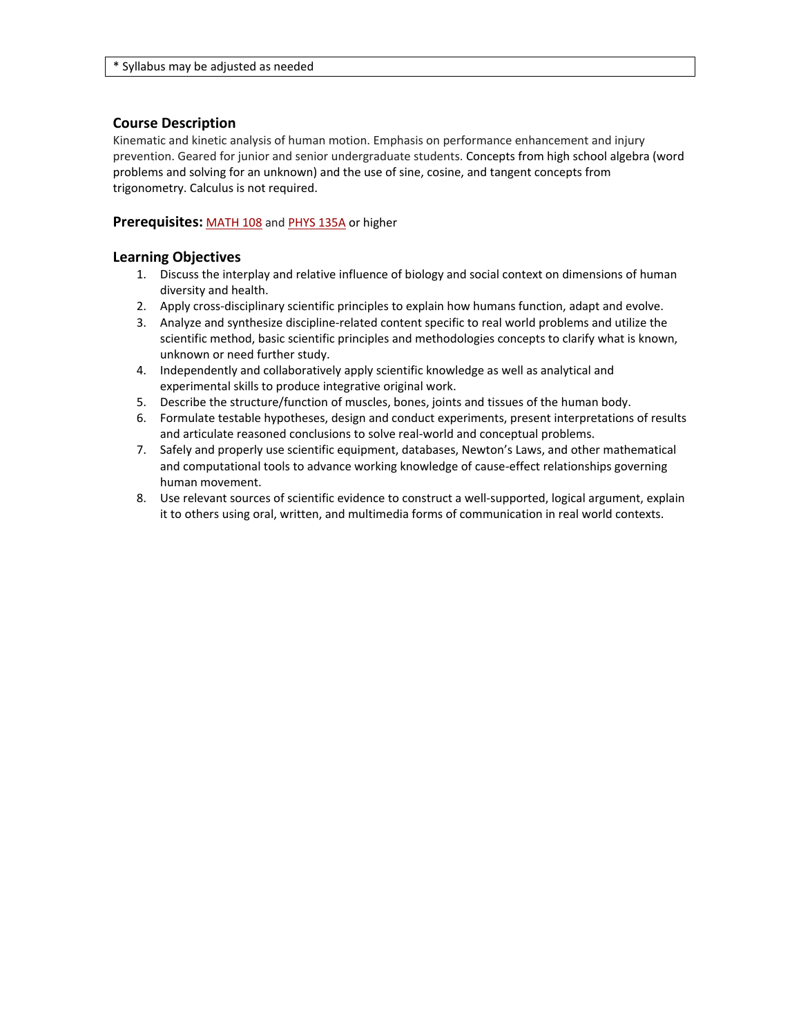| * Syllabus may be adjusted as needed |
| --- |

## Course Description

Kinematic and kinetic analysis of human motion. Emphasis on performance enhancement and injury prevention. Geared for junior and senior undergraduate students. Concepts from high school algebra (word problems and solving for an unknown) and the use of sine, cosine, and tangent concepts from trigonometry. Calculus is not required.

## Prerequisites: MATH 108 and PHYS 135A or higher

## Learning Objectives

1. Discuss the interplay and relative influence of biology and social context on dimensions of human diversity and health.
2. Apply cross-disciplinary scientific principles to explain how humans function, adapt and evolve.
3. Analyze and synthesize discipline-related content specific to real world problems and utilize the scientific method, basic scientific principles and methodologies concepts to clarify what is known, unknown or need further study.
4. Independently and collaboratively apply scientific knowledge as well as analytical and experimental skills to produce integrative original work.
5. Describe the structure/function of muscles, bones, joints and tissues of the human body.
6. Formulate testable hypotheses, design and conduct experiments, present interpretations of results and articulate reasoned conclusions to solve real-world and conceptual problems.
7. Safely and properly use scientific equipment, databases, Newton's Laws, and other mathematical and computational tools to advance working knowledge of cause-effect relationships governing human movement.
8. Use relevant sources of scientific evidence to construct a well-supported, logical argument, explain it to others using oral, written, and multimedia forms of communication in real world contexts.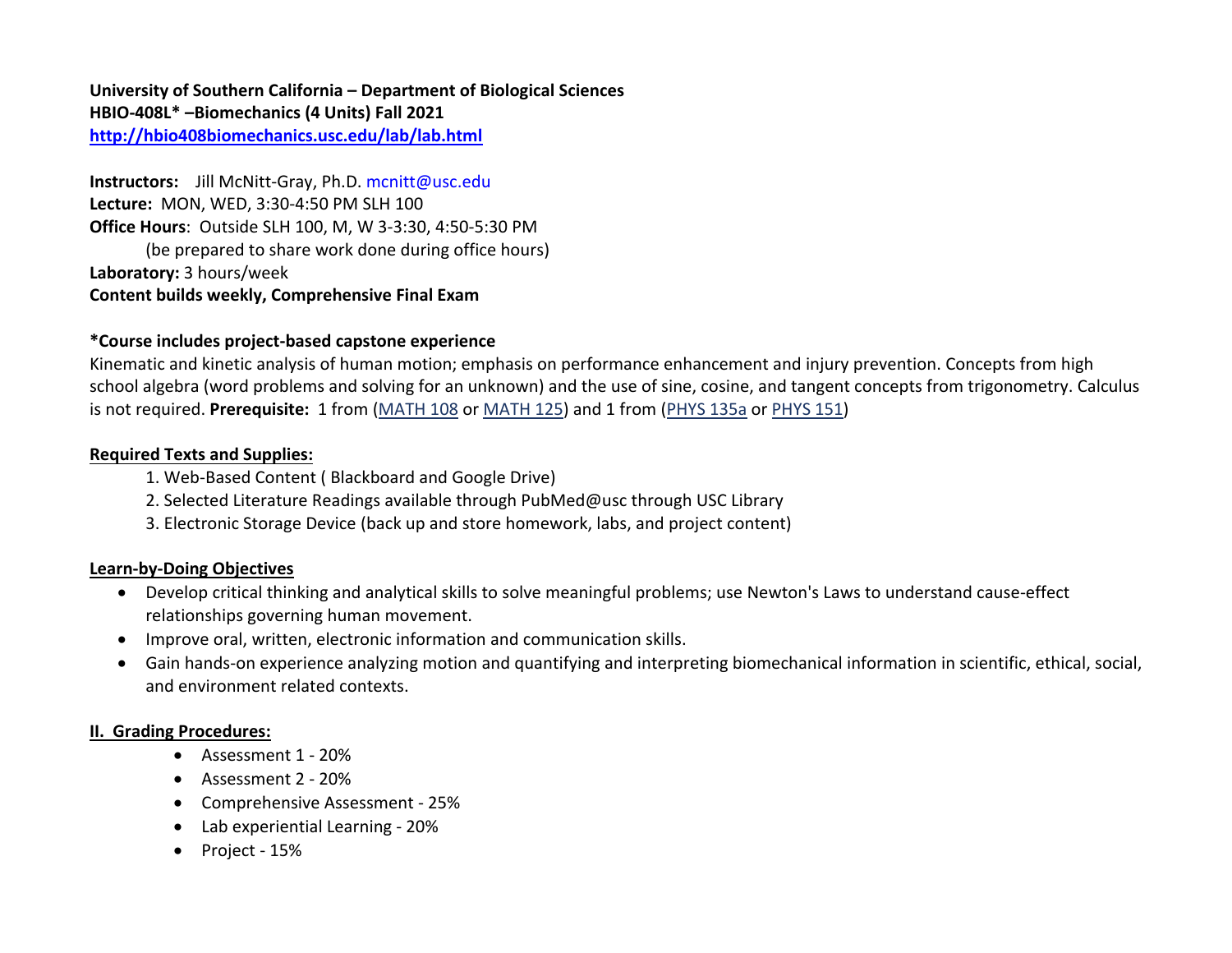**University of Southern California – Department of Biological Sciences**
**HBIO-408L* –Biomechanics (4 Units) Fall 2021**
**http://hbio408biomechanics.usc.edu/lab/lab.html**

**Instructors:** Jill McNitt-Gray, Ph.D. mcnitt@usc.edu
**Lecture:** MON, WED, 3:30-4:50 PM SLH 100
**Office Hours**: Outside SLH 100, M, W 3-3:30, 4:50-5:30 PM
(be prepared to share work done during office hours)
**Laboratory:** 3 hours/week
**Content builds weekly, Comprehensive Final Exam**

**\*Course includes project-based capstone experience**
Kinematic and kinetic analysis of human motion; emphasis on performance enhancement and injury prevention. Concepts from high school algebra (word problems and solving for an unknown) and the use of sine, cosine, and tangent concepts from trigonometry. Calculus is not required. **Prerequisite:** 1 from (MATH 108 or MATH 125) and 1 from (PHYS 135a or PHYS 151)

**Required Texts and Supplies:**

1. Web-Based Content ( Blackboard and Google Drive)
2. Selected Literature Readings available through PubMed@usc through USC Library
3. Electronic Storage Device (back up and store homework, labs, and project content)

**Learn-by-Doing Objectives**

- Develop critical thinking and analytical skills to solve meaningful problems; use Newton's Laws to understand cause-effect relationships governing human movement.
- Improve oral, written, electronic information and communication skills.
- Gain hands-on experience analyzing motion and quantifying and interpreting biomechanical information in scientific, ethical, social, and environment related contexts.

**II. Grading Procedures:**

- Assessment 1 - 20%
- Assessment 2 - 20%
- Comprehensive Assessment - 25%
- Lab experiential Learning - 20%
- Project - 15%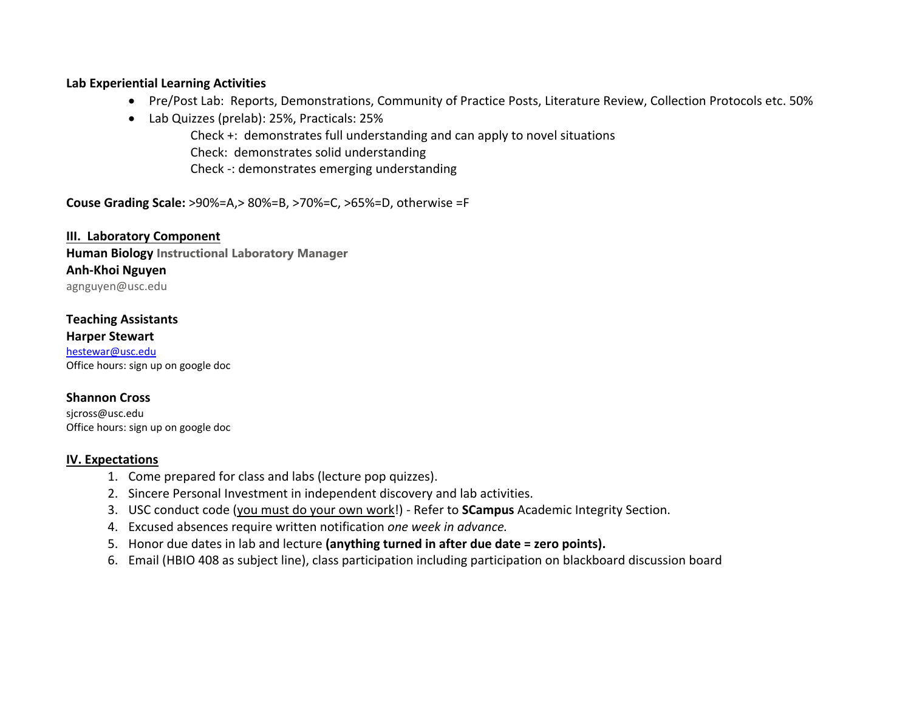**Lab Experiential Learning Activities**

- Pre/Post Lab: Reports, Demonstrations, Community of Practice Posts, Literature Review, Collection Protocols etc. 50%
- Lab Quizzes (prelab): 25%, Practicals: 25%

  Check +: demonstrates full understanding and can apply to novel situations

  Check: demonstrates solid understanding

  Check -: demonstrates emerging understanding

**Couse Grading Scale:** >90%=A,> 80%=B, >70%=C, >65%=D, otherwise =F

## III. Laboratory Component

**Human Biology Instructional Laboratory Manager**

**Anh-Khoi Nguyen**

agnguyen@usc.edu

**Teaching Assistants**

**Harper Stewart**

hestewar@usc.edu

Office hours: sign up on google doc

**Shannon Cross**

sjcross@usc.edu

Office hours: sign up on google doc

## IV. Expectations

1. Come prepared for class and labs (lecture pop quizzes).
2. Sincere Personal Investment in independent discovery and lab activities.
3. USC conduct code (you must do your own work!) - Refer to **SCampus** Academic Integrity Section.
4. Excused absences require written notification *one week in advance.*
5. Honor due dates in lab and lecture **(anything turned in after due date = zero points).**
6. Email (HBIO 408 as subject line), class participation including participation on blackboard discussion board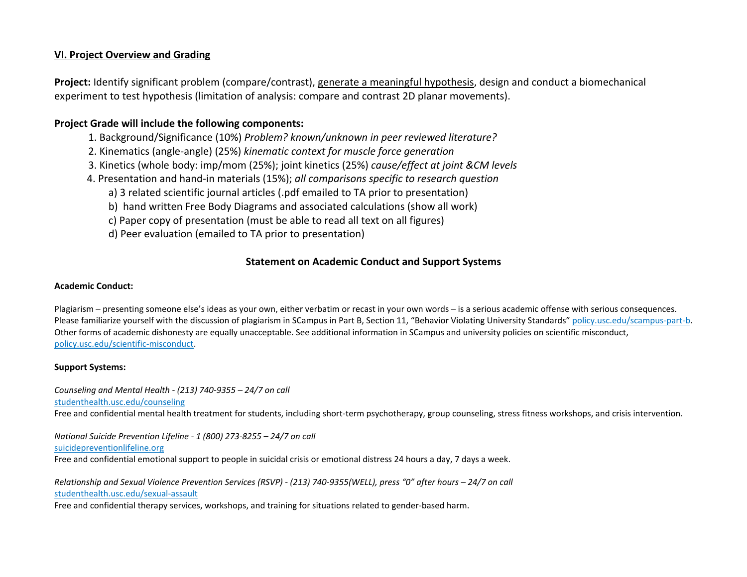## VI. Project Overview and Grading

**Project:** Identify significant problem (compare/contrast), generate a meaningful hypothesis, design and conduct a biomechanical experiment to test hypothesis (limitation of analysis: compare and contrast 2D planar movements).

### Project Grade will include the following components:

1. Background/Significance (10%) *Problem? known/unknown in peer reviewed literature?*
2. Kinematics (angle-angle) (25%) *kinematic context for muscle force generation*
3. Kinetics (whole body: imp/mom (25%); joint kinetics (25%) *cause/effect at joint &CM levels*
4. Presentation and hand-in materials (15%); *all comparisons specific to research question*
   a) 3 related scientific journal articles (.pdf emailed to TA prior to presentation)
   b) hand written Free Body Diagrams and associated calculations (show all work)
   c) Paper copy of presentation (must be able to read all text on all figures)
   d) Peer evaluation (emailed to TA prior to presentation)

## Statement on Academic Conduct and Support Systems

**Academic Conduct:**

Plagiarism – presenting someone else's ideas as your own, either verbatim or recast in your own words – is a serious academic offense with serious consequences. Please familiarize yourself with the discussion of plagiarism in SCampus in Part B, Section 11, "Behavior Violating University Standards" policy.usc.edu/scampus-part-b. Other forms of academic dishonesty are equally unacceptable. See additional information in SCampus and university policies on scientific misconduct, policy.usc.edu/scientific-misconduct.

**Support Systems:**

*Counseling and Mental Health - (213) 740-9355 – 24/7 on call*
studenthealth.usc.edu/counseling
Free and confidential mental health treatment for students, including short-term psychotherapy, group counseling, stress fitness workshops, and crisis intervention.

*National Suicide Prevention Lifeline - 1 (800) 273-8255 – 24/7 on call*
suicidepreventionlifeline.org
Free and confidential emotional support to people in suicidal crisis or emotional distress 24 hours a day, 7 days a week.

*Relationship and Sexual Violence Prevention Services (RSVP) - (213) 740-9355(WELL), press "0" after hours – 24/7 on call*
studenthealth.usc.edu/sexual-assault
Free and confidential therapy services, workshops, and training for situations related to gender-based harm.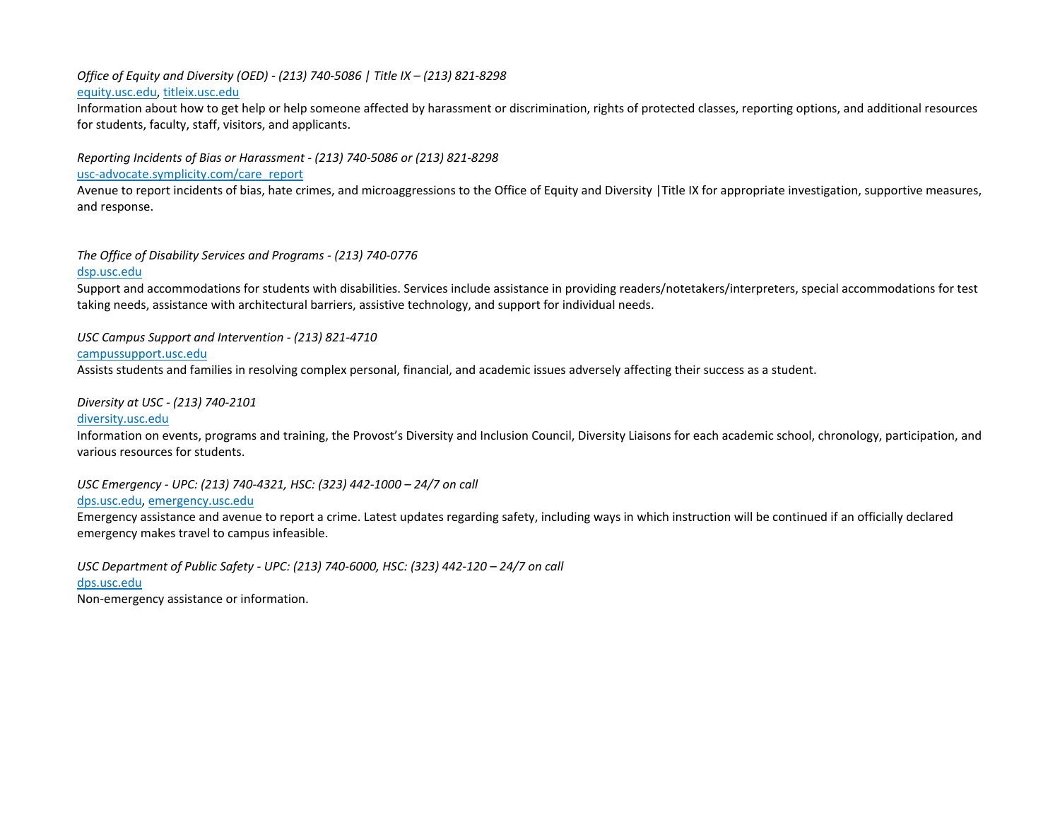*Office of Equity and Diversity (OED) - (213) 740-5086 | Title IX – (213) 821-8298*
equity.usc.edu, titleix.usc.edu
Information about how to get help or help someone affected by harassment or discrimination, rights of protected classes, reporting options, and additional resources for students, faculty, staff, visitors, and applicants.

*Reporting Incidents of Bias or Harassment - (213) 740-5086 or (213) 821-8298*
usc-advocate.symplicity.com/care_report
Avenue to report incidents of bias, hate crimes, and microaggressions to the Office of Equity and Diversity |Title IX for appropriate investigation, supportive measures, and response.

*The Office of Disability Services and Programs - (213) 740-0776*
dsp.usc.edu
Support and accommodations for students with disabilities. Services include assistance in providing readers/notetakers/interpreters, special accommodations for test taking needs, assistance with architectural barriers, assistive technology, and support for individual needs.

*USC Campus Support and Intervention - (213) 821-4710*
campussupport.usc.edu
Assists students and families in resolving complex personal, financial, and academic issues adversely affecting their success as a student.

*Diversity at USC - (213) 740-2101*
diversity.usc.edu
Information on events, programs and training, the Provost's Diversity and Inclusion Council, Diversity Liaisons for each academic school, chronology, participation, and various resources for students.

*USC Emergency - UPC: (213) 740-4321, HSC: (323) 442-1000 – 24/7 on call*
dps.usc.edu, emergency.usc.edu
Emergency assistance and avenue to report a crime. Latest updates regarding safety, including ways in which instruction will be continued if an officially declared emergency makes travel to campus infeasible.

*USC Department of Public Safety - UPC: (213) 740-6000, HSC: (323) 442-120 – 24/7 on call*
dps.usc.edu
Non-emergency assistance or information.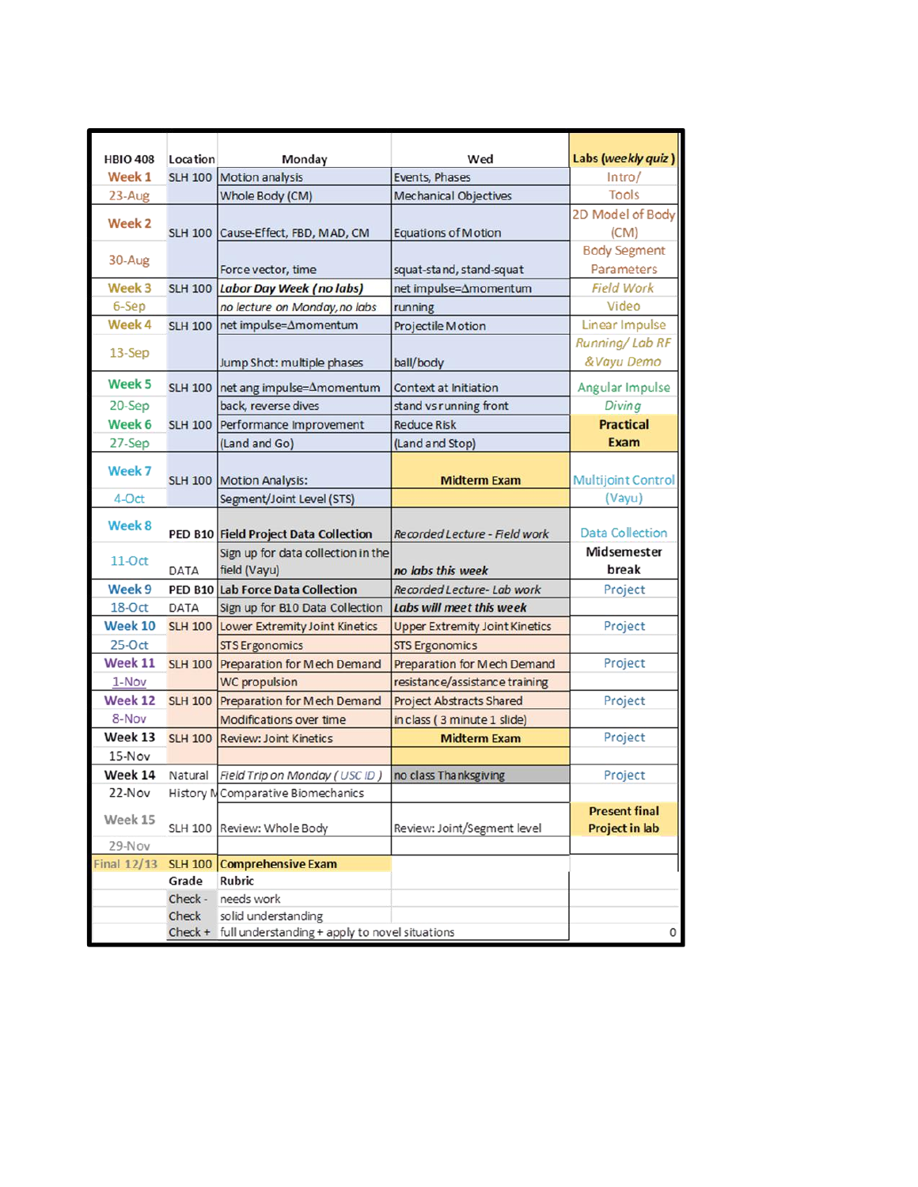| HBIO 408 | Location | Monday | Wed | Labs (*weekly quiz*) |
|---|---|---|---|---|
| Week 1 | SLH 100 | Motion analysis | Events, Phases | Intro/ |
| 23-Aug | | Whole Body (CM) | Mechanical Objectives | Tools |
| Week 2 | SLH 100 | Cause-Effect, FBD, MAD, CM | Equations of Motion | 2D Model of Body (CM) |
| 30-Aug | | Force vector, time | squat-stand, stand-squat | Body Segment Parameters |
| Week 3 | SLH 100 | ***Labor Day Week (no labs)*** | net impulse=Δmomentum | *Field Work* |
| 6-Sep | | *no lecture on Monday, no labs* | running | Video |
| Week 4 | SLH 100 | net impulse=Δmomentum | Projectile Motion | Linear Impulse |
| 13-Sep | | Jump Shot: multiple phases | ball/body | *Running/ Lab RF & Vayu Demo* |
| Week 5 | SLH 100 | net ang impulse=Δmomentum | Context at Initiation | Angular Impulse |
| 20-Sep | | back, reverse dives | stand vs running front | *Diving* |
| Week 6 | SLH 100 | Performance Improvement | Reduce Risk | **Practical** |
| 27-Sep | | (Land and Go) | (Land and Stop) | **Exam** |
| Week 7 | SLH 100 | Motion Analysis: | **Midterm Exam** | Multijoint Control |
| 4-Oct | | Segment/Joint Level (STS) | | (Vayu) |
| Week 8 | PED B10 | **Field Project Data Collection** | *Recorded Lecture - Field work* | Data Collection |
| 11-Oct | DATA | Sign up for data collection in the field (Vayu) | ***no labs this week*** | **Midsemester break** |
| Week 9 | PED B10 | **Lab Force Data Collection** | *Recorded Lecture- Lab work* | Project |
| 18-Oct | DATA | Sign up for B10 Data Collection | ***Labs will meet this week*** | |
| Week 10 | SLH 100 | Lower Extremity Joint Kinetics | Upper Extremity Joint Kinetics | Project |
| 25-Oct | | STS Ergonomics | STS Ergonomics | |
| Week 11 | SLH 100 | Preparation for Mech Demand | Preparation for Mech Demand | Project |
| 1-Nov | | WC propulsion | resistance/assistance training | |
| Week 12 | SLH 100 | Preparation for Mech Demand | Project Abstracts Shared | Project |
| 8-Nov | | Modifications over time | in class ( 3 minute 1 slide) | |
| Week 13 | SLH 100 | Review: Joint Kinetics | **Midterm Exam** | Project |
| 15-Nov | | | | |
| Week 14 | Natural | *Field Trip on Monday ( USC ID )* | no class Thanksgiving | Project |
| 22-Nov | History M | Comparative Biomechanics | | |
| Week 15 | SLH 100 | Review: Whole Body | Review: Joint/Segment level | **Present final Project in lab** |
| 29-Nov | | | | |
| Final 12/13 | SLH 100 | **Comprehensive Exam** | | |
| | **Grade** | **Rubric** | | |
| | Check - | needs work | | |
| | Check | solid understanding | | |
| | Check + | full understanding + apply to novel situations | | 0 |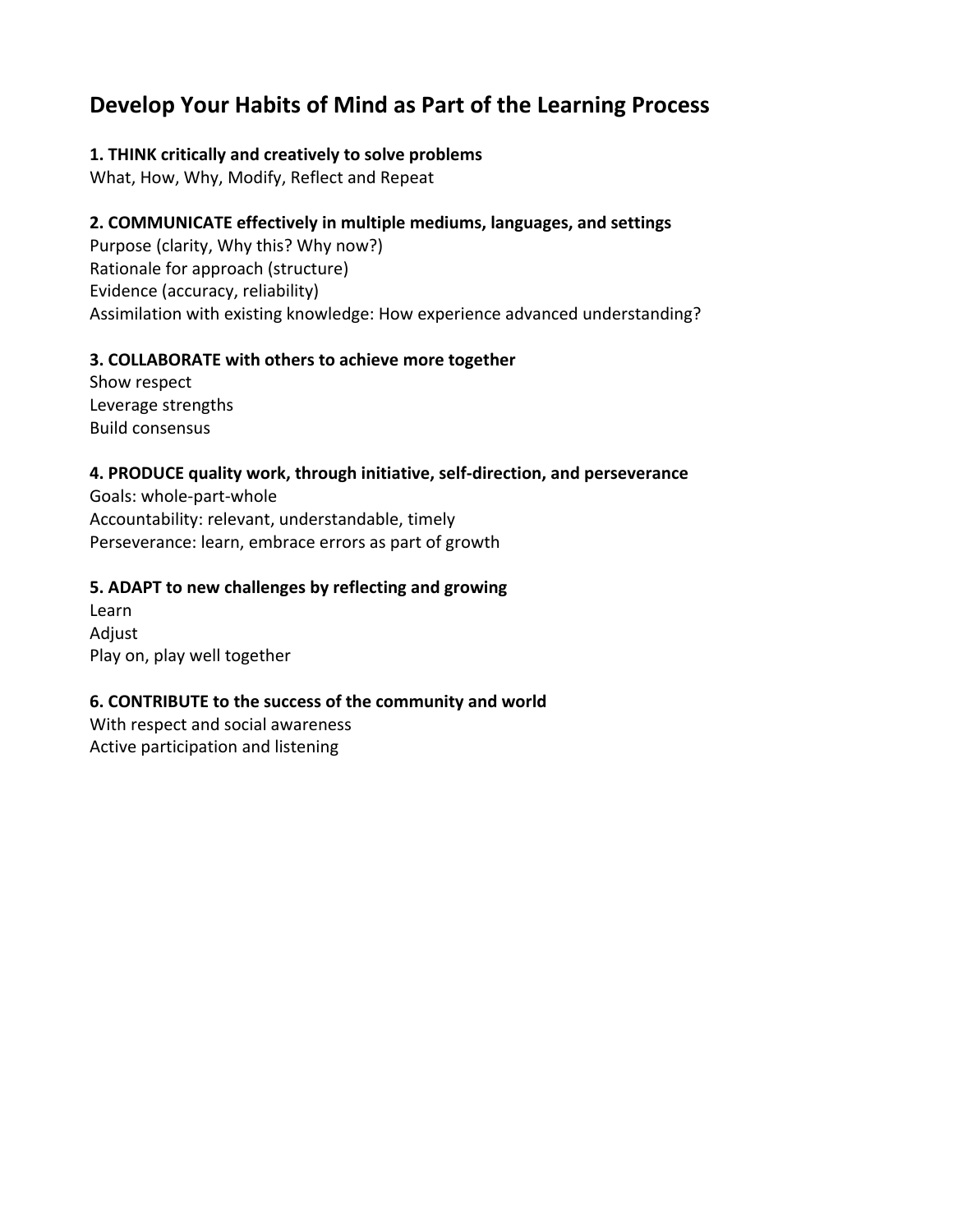## Develop Your Habits of Mind as Part of the Learning Process

**1. THINK critically and creatively to solve problems**

What, How, Why, Modify, Reflect and Repeat

**2. COMMUNICATE effectively in multiple mediums, languages, and settings**

Purpose (clarity, Why this? Why now?)
Rationale for approach (structure)
Evidence (accuracy, reliability)
Assimilation with existing knowledge: How experience advanced understanding?

**3. COLLABORATE with others to achieve more together**

Show respect
Leverage strengths
Build consensus

**4. PRODUCE quality work, through initiative, self-direction, and perseverance**

Goals: whole-part-whole
Accountability: relevant, understandable, timely
Perseverance: learn, embrace errors as part of growth

**5. ADAPT to new challenges by reflecting and growing**

Learn
Adjust
Play on, play well together

**6. CONTRIBUTE to the success of the community and world**

With respect and social awareness
Active participation and listening